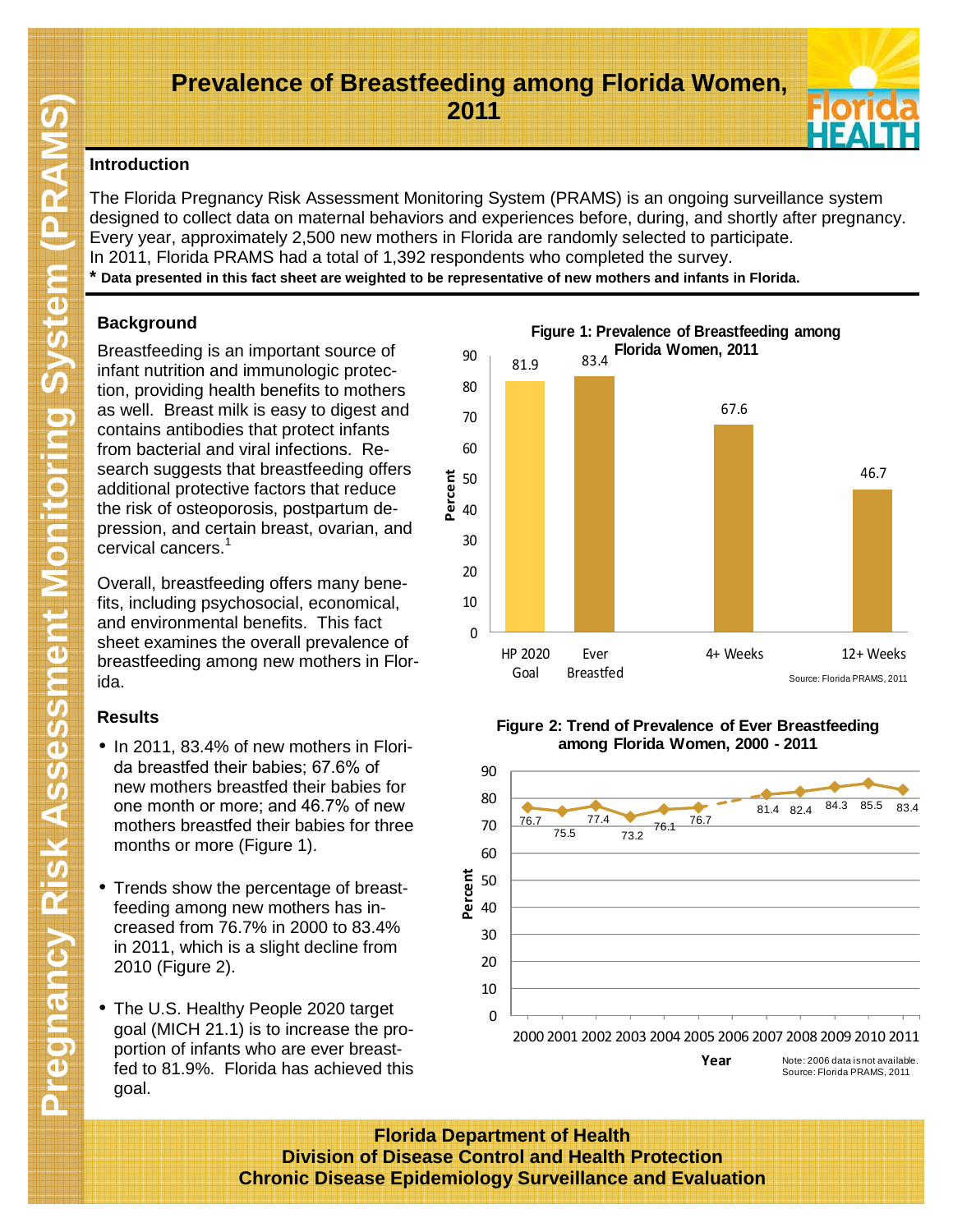# Prevalence of Breastfeeding among Florida Women, 2011

## Introduction

The Florida Pregnancy Risk Assessment Monitoring System (PRAMS) is an ongoing surveillance system designed to collect data on maternal behaviors and experiences before, during, and shortly after pregnancy. Every year, approximately 2,500 new mothers in Florida are randomly selected to participate. In 2011, Florida PRAMS had a total of 1,392 respondents who completed the survey.

**\* Data presented in this fact sheet are weighted to be representative of new mothers and infants in Florida.**

## Background

Breastfeeding is an important source of infant nutrition and immunologic protection, providing health benefits to mothers as well. Breast milk is easy to digest and contains antibodies that protect infants from bacterial and viral infections. Research suggests that breastfeeding offers additional protective factors that reduce the risk of osteoporosis, postpartum depression, and certain breast, ovarian, and cervical cancers.[1]

Overall, breastfeeding offers many benefits, including psychosocial, economical, and environmental benefits. This fact sheet examines the overall prevalence of breastfeeding among new mothers in Florida.

## Results

- In 2011, 83.4% of new mothers in Florida breastfed their babies; 67.6% of new mothers breastfed their babies for one month or more; and 46.7% of new mothers breastfed their babies for three months or more (Figure 1).
- Trends show the percentage of breastfeeding among new mothers has increased from 76.7% in 2000 to 83.4% in 2011, which is a slight decline from 2010 (Figure 2).
- The U.S. Healthy People 2020 target goal (MICH 21.1) is to increase the proportion of infants who are ever breastfed to 81.9%. Florida has achieved this goal.

**Figure 1: Prevalence of Breastfeeding among Florida Women, 2011**

| | Percent |
|---|---|
| HP 2020 Goal | 81.9 |
| Ever Breastfed | 83.4 |
| 4+ Weeks | 67.6 |
| 12+ Weeks | 46.7 |

Source: Florida PRAMS, 2011

**Figure 2: Trend of Prevalence of Ever Breastfeeding among Florida Women, 2000 - 2011**

| Year | 2000 | 2001 | 2002 | 2003 | 2004 | 2005 | 2006 | 2007 | 2008 | 2009 | 2010 | 2011 |
|---|---|---|---|---|---|---|---|---|---|---|---|---|
| Percent | 76.7 | 75.5 | 77.4 | 73.2 | 76.1 | 76.7 | | 81.4 | 82.4 | 84.3 | 85.5 | 83.4 |

Note: 2006 data is not available.
Source: Florida PRAMS, 2011

**Florida Department of Health**
**Division of Disease Control and Health Protection**
**Chronic Disease Epidemiology Surveillance and Evaluation**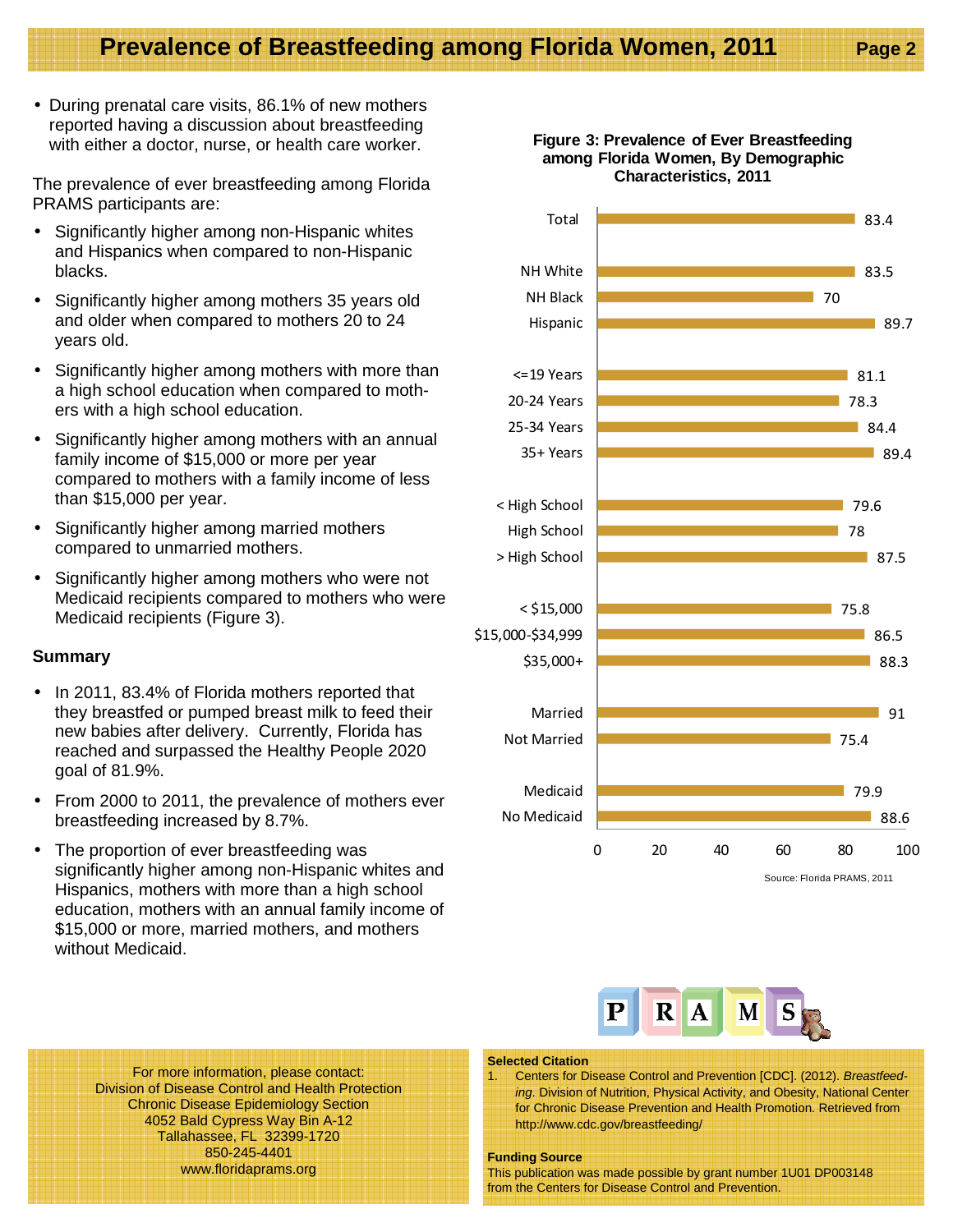# Prevalence of Breastfeeding among Florida Women, 2011

- During prenatal care visits, 86.1% of new mothers reported having a discussion about breastfeeding with either a doctor, nurse, or health care worker.

The prevalence of ever breastfeeding among Florida PRAMS participants are:

- Significantly higher among non-Hispanic whites and Hispanics when compared to non-Hispanic blacks.
- Significantly higher among mothers 35 years old and older when compared to mothers 20 to 24 years old.
- Significantly higher among mothers with more than a high school education when compared to mothers with a high school education.
- Significantly higher among mothers with an annual family income of $15,000 or more per year compared to mothers with a family income of less than $15,000 per year.
- Significantly higher among married mothers compared to unmarried mothers.
- Significantly higher among mothers who were not Medicaid recipients compared to mothers who were Medicaid recipients (Figure 3).

**Figure 3: Prevalence of Ever Breastfeeding among Florida Women, By Demographic Characteristics, 2011**

Total 83.4
NH White 83.5
NH Black 70
Hispanic 89.7
<=19 Years 81.1
20-24 Years 78.3
25-34 Years 84.4
35+ Years 89.4
< High School 79.6
High School 78
> High School 87.5
< $15,000 75.8
$15,000-$34,999 86.5
$35,000+ 88.3
Married 91
Not Married 75.4
Medicaid 79.9
No Medicaid 88.6

0 20 40 60 80 100

Source: Florida PRAMS, 2011

## Summary

- In 2011, 83.4% of Florida mothers reported that they breastfed or pumped breast milk to feed their new babies after delivery. Currently, Florida has reached and surpassed the Healthy People 2020 goal of 81.9%.
- From 2000 to 2011, the prevalence of mothers ever breastfeeding increased by 8.7%.
- The proportion of ever breastfeeding was significantly higher among non-Hispanic whites and Hispanics, mothers with more than a high school education, mothers with an annual family income of $15,000 or more, married mothers, and mothers without Medicaid.

PRAMS

For more information, please contact:
Division of Disease Control and Health Protection
Chronic Disease Epidemiology Section
4052 Bald Cypress Way Bin A-12
Tallahassee, FL 32399-1720
850-245-4401
www.floridaprams.org

**Selected Citation**

1. Centers for Disease Control and Prevention [CDC]. (2012). *Breastfeeding*. Division of Nutrition, Physical Activity, and Obesity, National Center for Chronic Disease Prevention and Health Promotion. Retrieved from http://www.cdc.gov/breastfeeding/

**Funding Source**

This publication was made possible by grant number 1U01 DP003148 from the Centers for Disease Control and Prevention.